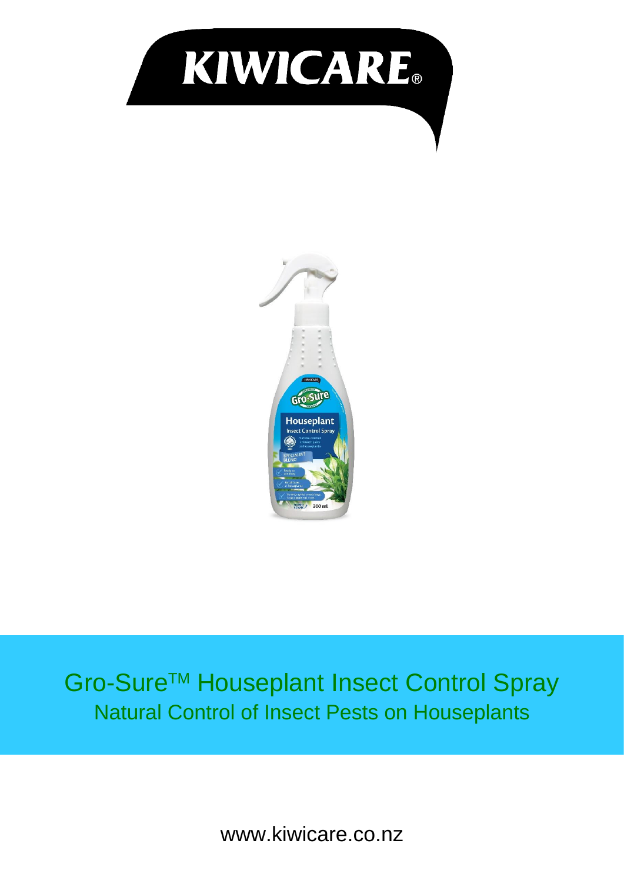# KIWICARE®

# Gro-Sure™ Houseplant Insect Control Spray

## Natural Control of Insect Pests on Houseplants

www.kiwicare.co.nz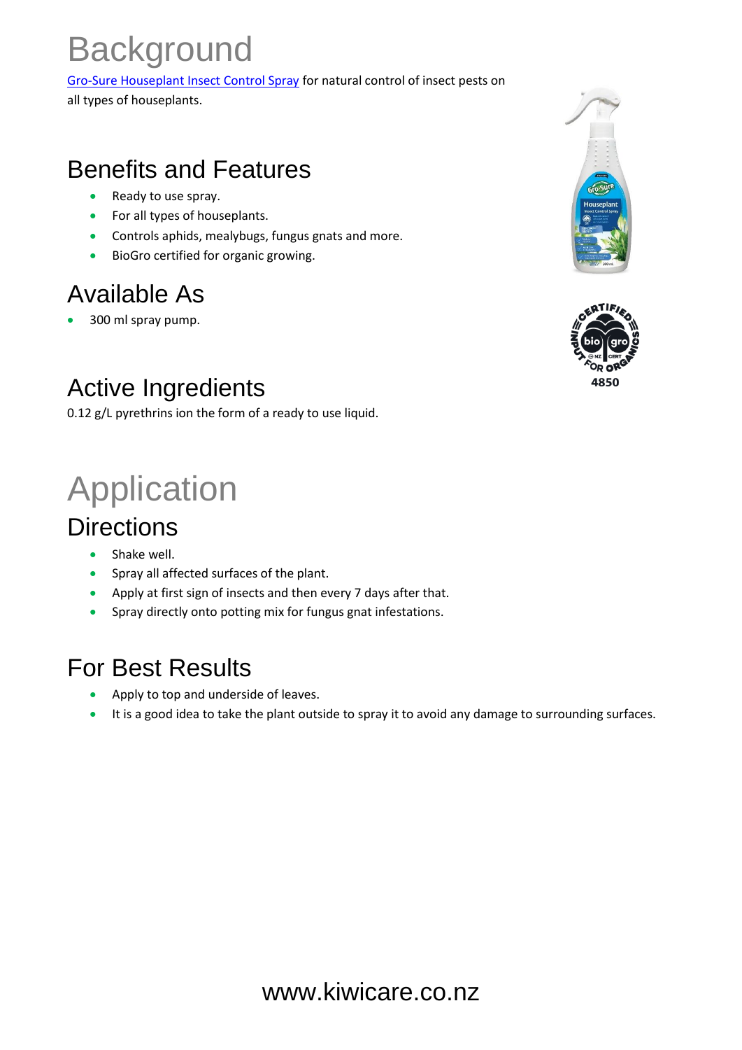# Background

Gro-Sure Houseplant Insect Control Spray for natural control of insect pests on all types of houseplants.

## Benefits and Features

- Ready to use spray.
- For all types of houseplants.
- Controls aphids, mealybugs, fungus gnats and more.
- BioGro certified for organic growing.

## Available As

- 300 ml spray pump.

## Active Ingredients

0.12 g/L pyrethrins ion the form of a ready to use liquid.

# Application

## Directions

- Shake well.
- Spray all affected surfaces of the plant.
- Apply at first sign of insects and then every 7 days after that.
- Spray directly onto potting mix for fungus gnat infestations.

## For Best Results

- Apply to top and underside of leaves.
- It is a good idea to take the plant outside to spray it to avoid any damage to surrounding surfaces.

www.kiwicare.co.nz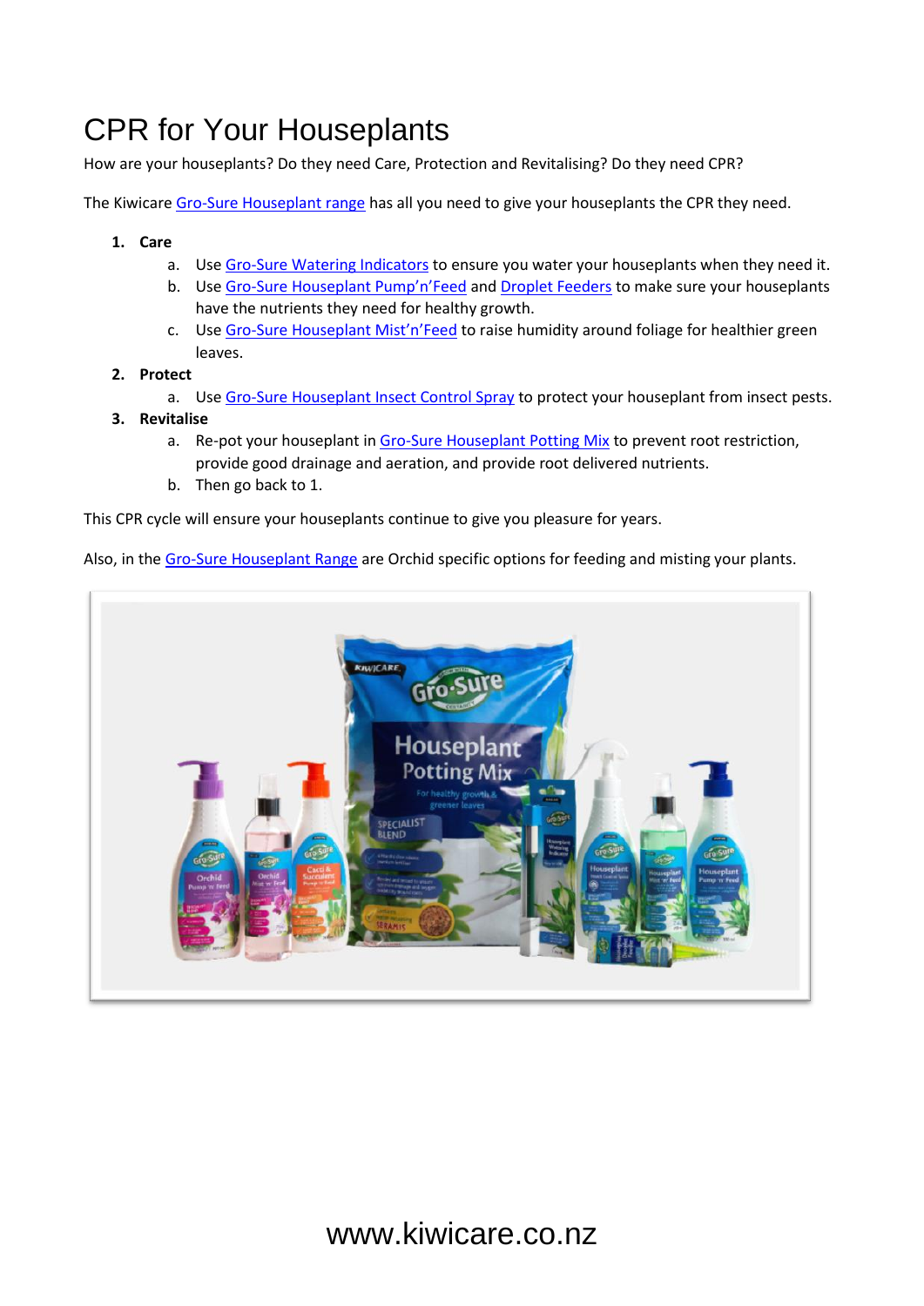# CPR for Your Houseplants

How are your houseplants? Do they need Care, Protection and Revitalising? Do they need CPR?

The Kiwicare Gro-Sure Houseplant range has all you need to give your houseplants the CPR they need.

1. **Care**
   a. Use Gro-Sure Watering Indicators to ensure you water your houseplants when they need it.
   b. Use Gro-Sure Houseplant Pump'n'Feed and Droplet Feeders to make sure your houseplants have the nutrients they need for healthy growth.
   c. Use Gro-Sure Houseplant Mist'n'Feed to raise humidity around foliage for healthier green leaves.
2. **Protect**
   a. Use Gro-Sure Houseplant Insect Control Spray to protect your houseplant from insect pests.
3. **Revitalise**
   a. Re-pot your houseplant in Gro-Sure Houseplant Potting Mix to prevent root restriction, provide good drainage and aeration, and provide root delivered nutrients.
   b. Then go back to 1.

This CPR cycle will ensure your houseplants continue to give you pleasure for years.

Also, in the Gro-Sure Houseplant Range are Orchid specific options for feeding and misting your plants.

www.kiwicare.co.nz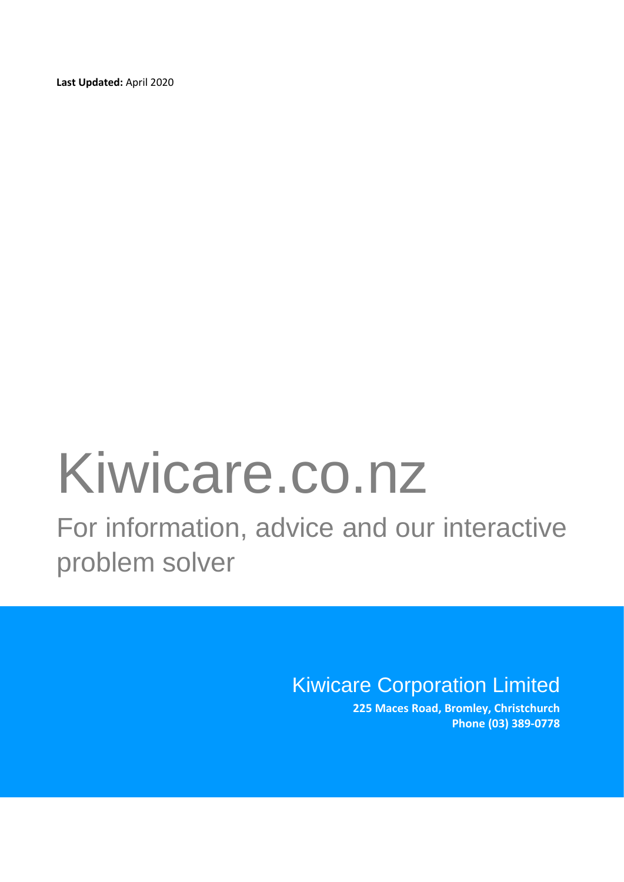**Last Updated:** April 2020

# Kiwicare.co.nz

For information, advice and our interactive problem solver

Kiwicare Corporation Limited

**225 Maces Road, Bromley, Christchurch**
**Phone (03) 389-0778**